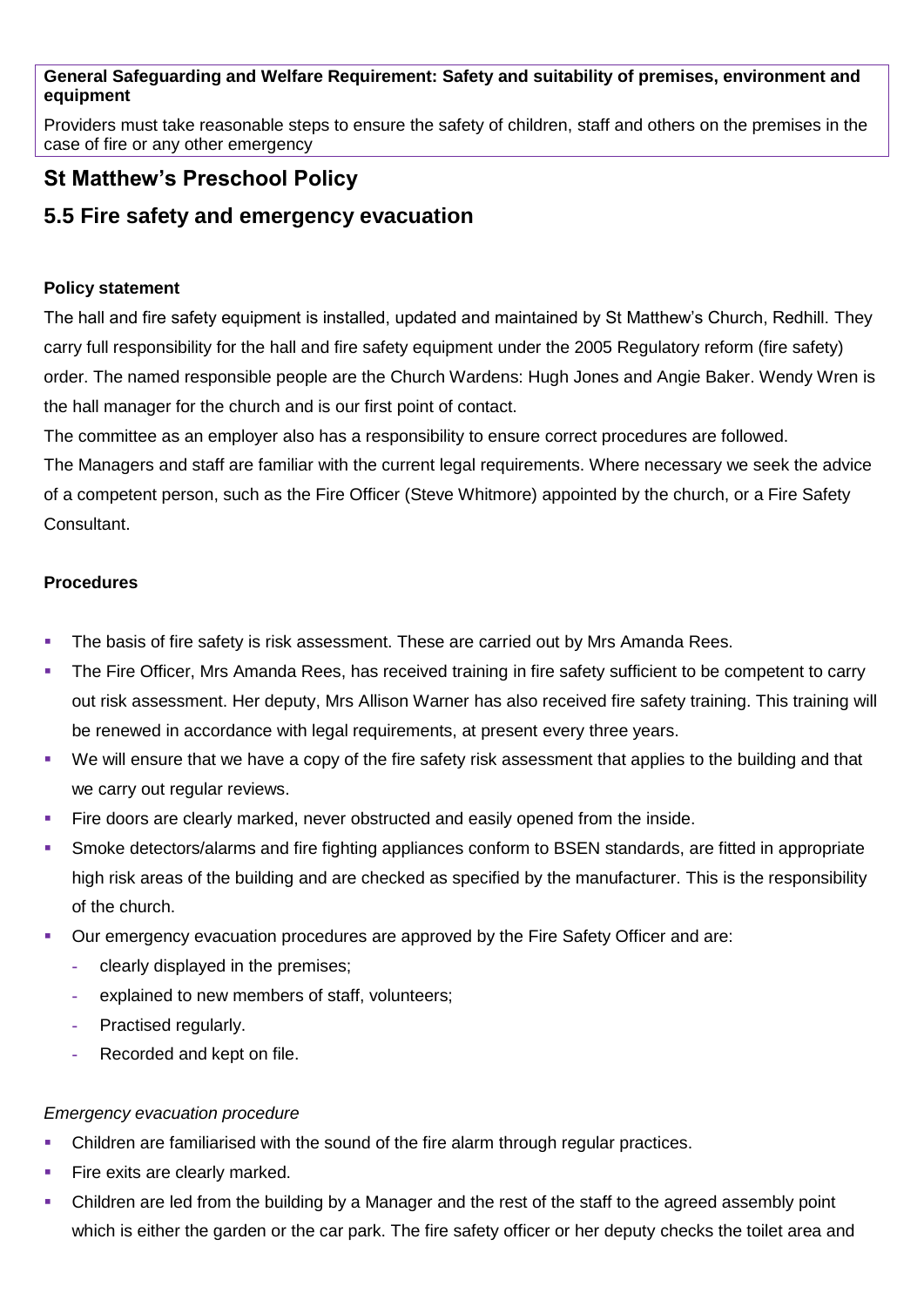**General Safeguarding and Welfare Requirement: Safety and suitability of premises, environment and equipment**

Providers must take reasonable steps to ensure the safety of children, staff and others on the premises in the case of fire or any other emergency

## St Matthew's Preschool Policy

## 5.5 Fire safety and emergency evacuation

**Policy statement**

The hall and fire safety equipment is installed, updated and maintained by St Matthew's Church, Redhill. They carry full responsibility for the hall and fire safety equipment under the 2005 Regulatory reform (fire safety) order. The named responsible people are the Church Wardens: Hugh Jones and Angie Baker. Wendy Wren is the hall manager for the church and is our first point of contact.

The committee as an employer also has a responsibility to ensure correct procedures are followed.

The Managers and staff are familiar with the current legal requirements. Where necessary we seek the advice of a competent person, such as the Fire Officer (Steve Whitmore) appointed by the church, or a Fire Safety Consultant.

**Procedures**

- The basis of fire safety is risk assessment. These are carried out by Mrs Amanda Rees.
- The Fire Officer, Mrs Amanda Rees, has received training in fire safety sufficient to be competent to carry out risk assessment. Her deputy, Mrs Allison Warner has also received fire safety training. This training will be renewed in accordance with legal requirements, at present every three years.
- We will ensure that we have a copy of the fire safety risk assessment that applies to the building and that we carry out regular reviews.
- Fire doors are clearly marked, never obstructed and easily opened from the inside.
- Smoke detectors/alarms and fire fighting appliances conform to BSEN standards, are fitted in appropriate high risk areas of the building and are checked as specified by the manufacturer. This is the responsibility of the church.
- Our emergency evacuation procedures are approved by the Fire Safety Officer and are:
  - clearly displayed in the premises;
  - explained to new members of staff, volunteers;
  - Practised regularly.
  - Recorded and kept on file.

*Emergency evacuation procedure*

- Children are familiarised with the sound of the fire alarm through regular practices.
- Fire exits are clearly marked.
- Children are led from the building by a Manager and the rest of the staff to the agreed assembly point which is either the garden or the car park. The fire safety officer or her deputy checks the toilet area and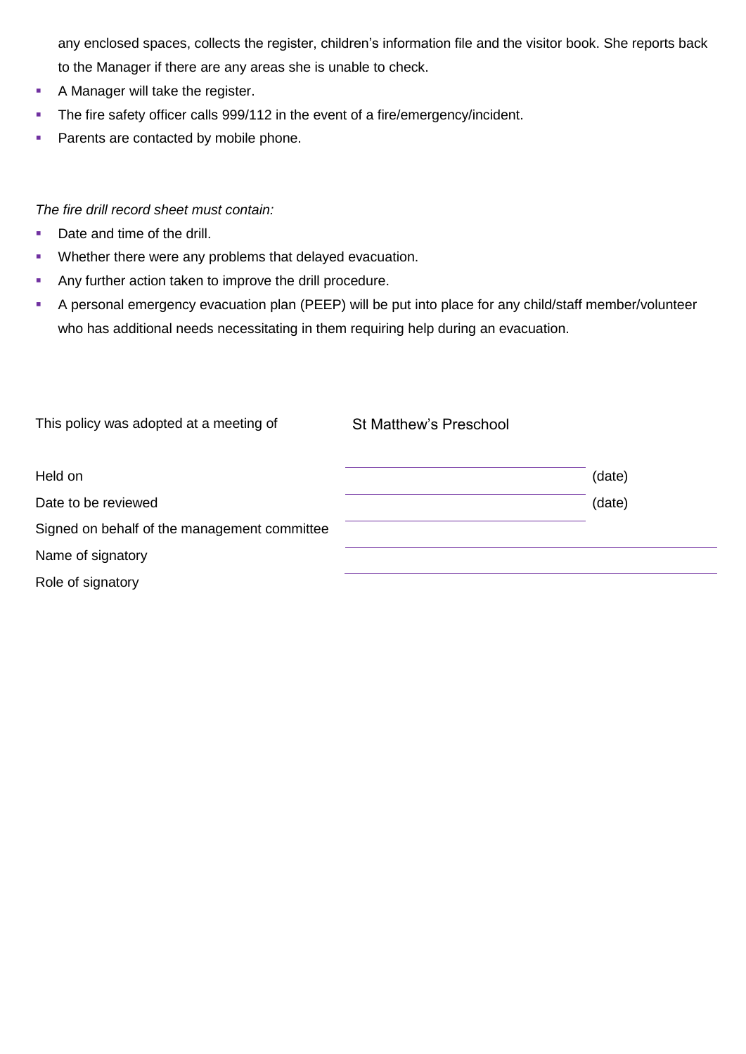any enclosed spaces, collects the register, children's information file and the visitor book. She reports back to the Manager if there are any areas she is unable to check.

- A Manager will take the register.
- The fire safety officer calls 999/112 in the event of a fire/emergency/incident.
- Parents are contacted by mobile phone.

*The fire drill record sheet must contain:*

- Date and time of the drill.
- Whether there were any problems that delayed evacuation.
- Any further action taken to improve the drill procedure.
- A personal emergency evacuation plan (PEEP) will be put into place for any child/staff member/volunteer who has additional needs necessitating in them requiring help during an evacuation.

| | | |
|---|---|---|
| This policy was adopted at a meeting of | St Matthew's Preschool | |
| Held on | | (date) |
| Date to be reviewed | | (date) |
| Signed on behalf of the management committee | | |
| Name of signatory | | |
| Role of signatory | | |